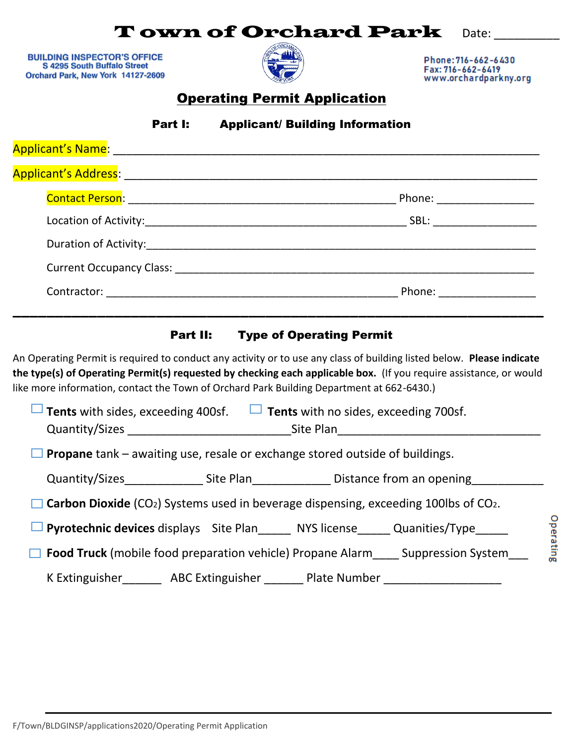# Town of Orchard Park

Date: _________

**BUILDING INSPECTOR'S OFFICE**
S 4295 South Buffalo Street
Orchard Park, New York 14127-2609

Phone: 716-662-6430
Fax: 716-662-6419
www.orchardparkny.org

## Operating Permit Application

### Part I: Applicant/ Building Information

Applicant's Name: ___________________________________________________________

Applicant's Address: _________________________________________________________

Contact Person: ______________________________________ Phone: _______________

Location of Activity: __________________________________ SBL: ________________

Duration of Activity: ____________________________________________________

Current Occupancy Class: _________________________________________________

Contractor: __________________________________________ Phone: _______________

---

### Part II: Type of Operating Permit

An Operating Permit is required to conduct any activity or to use any class of building listed below. **Please indicate the type(s) of Operating Permit(s) requested by checking each applicable box.** (If you require assistance, or would like more information, contact the Town of Orchard Park Building Department at 662-6430.)

- ☐ **Tents** with sides, exceeding 400sf. ☐ **Tents** with no sides, exceeding 700sf.
  Quantity/Sizes _________________________Site Plan________________________________
- ☐ **Propane** tank – awaiting use, resale or exchange stored outside of buildings.
  Quantity/Sizes____________ Site Plan____________ Distance from an opening___________
- ☐ **Carbon Dioxide** ($CO_2$) Systems used in beverage dispensing, exceeding 100lbs of $CO_2$.
- ☐ **Pyrotechnic devices** displays Site Plan_____ NYS license_____ Quanities/Type_____
- ☐ **Food Truck** (mobile food preparation vehicle) Propane Alarm____ Suppression System___
  K Extinguisher______ ABC Extinguisher ______ Plate Number __________________

F/Town/BLDGINSP/applications2020/Operating Permit Application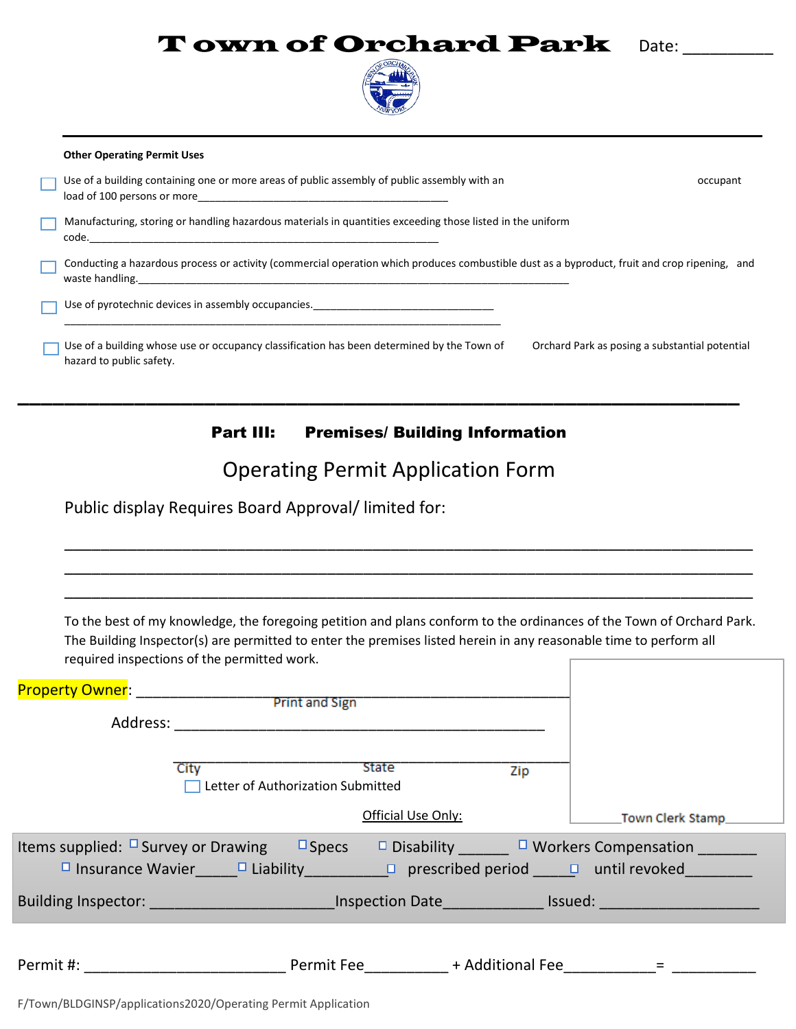# Town of Orchard Park

Date: __________

**Other Operating Permit Uses**

- ☐ Use of a building containing one or more areas of public assembly of public assembly with an occupant load of 100 persons or more_____________________________________________
- ☐ Manufacturing, storing or handling hazardous materials in quantities exceeding those listed in the uniform code.______________________________________________________________
- ☐ Conducting a hazardous process or activity (commercial operation which produces combustible dust as a byproduct, fruit and crop ripening, and waste handling.______________________________________________________________________________
- ☐ Use of pyrotechnic devices in assembly occupancies.________________________________ ______________________________________________________________________________
- ☐ Use of a building whose use or occupancy classification has been determined by the Town of Orchard Park as posing a substantial potential hazard to public safety.

## Part III: Premises/ Building Information

## Operating Permit Application Form

Public display Requires Board Approval/ limited for:

______________________________________________________________________________

______________________________________________________________________________

______________________________________________________________________________

To the best of my knowledge, the foregoing petition and plans conform to the ordinances of the Town of Orchard Park. The Building Inspector(s) are permitted to enter the premises listed herein in any reasonable time to perform all required inspections of the permitted work.

Property Owner: ______________________________________________________
Print and Sign

Address: ______________________________________________

______________________________________________________
City State Zip

☐ Letter of Authorization Submitted

Town Clerk Stamp

Official Use Only:

Items supplied: ☐ Survey or Drawing ☐ Specs ☐ Disability ______ ☐ Workers Compensation _______
☐ Insurance Wavier_____ ☐ Liability__________ ☐ prescribed period _____ ☐ until revoked________

Building Inspector: ______________________Inspection Date____________ Issued: ___________________

Permit #: ________________________ Permit Fee__________ + Additional Fee___________ = __________

F/Town/BLDGINSP/applications2020/Operating Permit Application